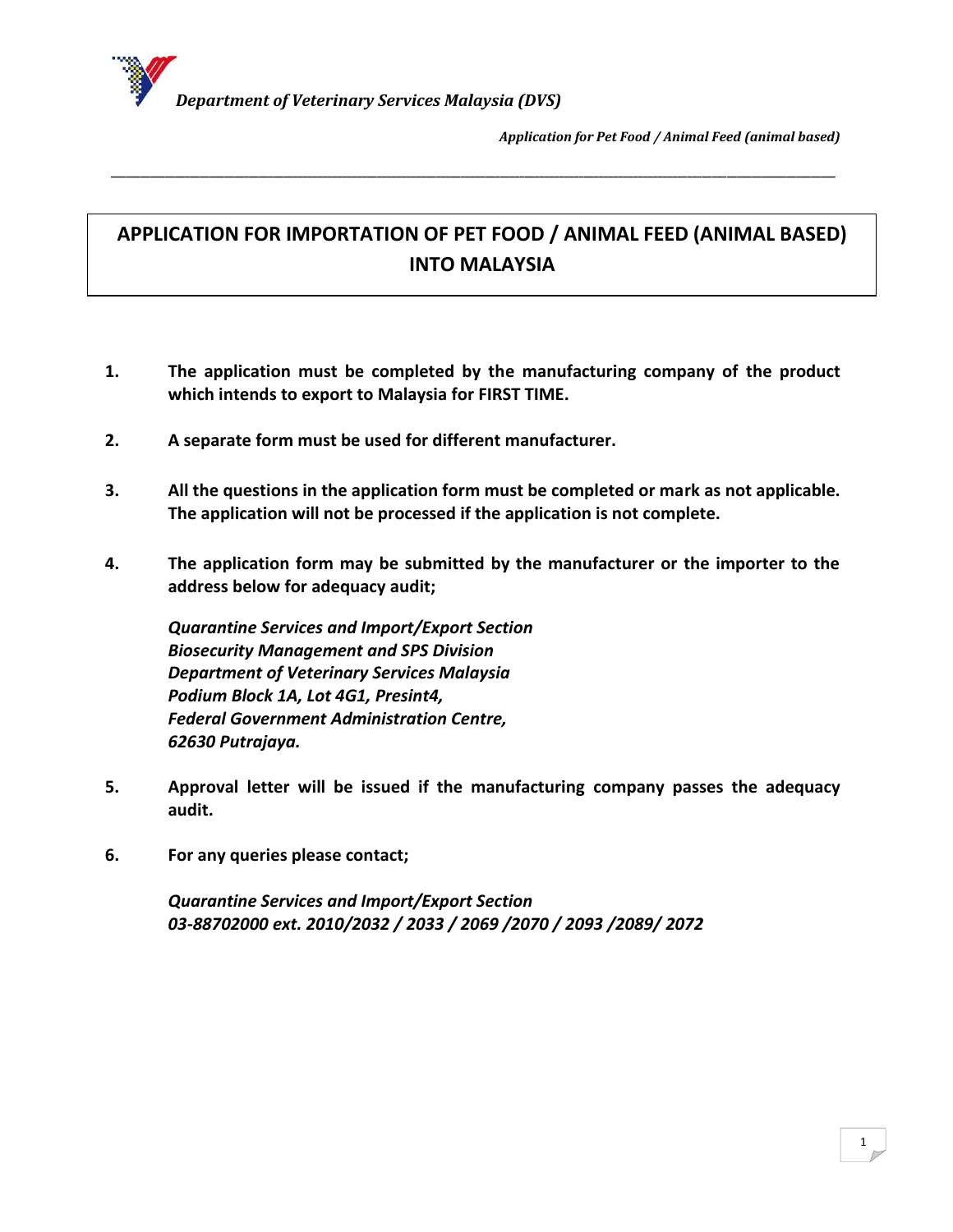*Department of Veterinary Services Malaysia (DVS)*

*Application for Pet Food / Animal Feed (animal based)*

# APPLICATION FOR IMPORTATION OF PET FOOD / ANIMAL FEED (ANIMAL BASED) INTO MALAYSIA

1. **The application must be completed by the manufacturing company of the product which intends to export to Malaysia for FIRST TIME.**

2. **A separate form must be used for different manufacturer.**

3. **All the questions in the application form must be completed or mark as not applicable. The application will not be processed if the application is not complete.**

4. **The application form may be submitted by the manufacturer or the importer to the address below for adequacy audit;**

   ***Quarantine Services and Import/Export Section***
   ***Biosecurity Management and SPS Division***
   ***Department of Veterinary Services Malaysia***
   ***Podium Block 1A, Lot 4G1, Presint4,***
   ***Federal Government Administration Centre,***
   ***62630 Putrajaya.***

5. **Approval letter will be issued if the manufacturing company passes the adequacy audit.**

6. **For any queries please contact;**

   ***Quarantine Services and Import/Export Section***
   ***03-88702000 ext. 2010/2032 / 2033 / 2069 /2070 / 2093 /2089/ 2072***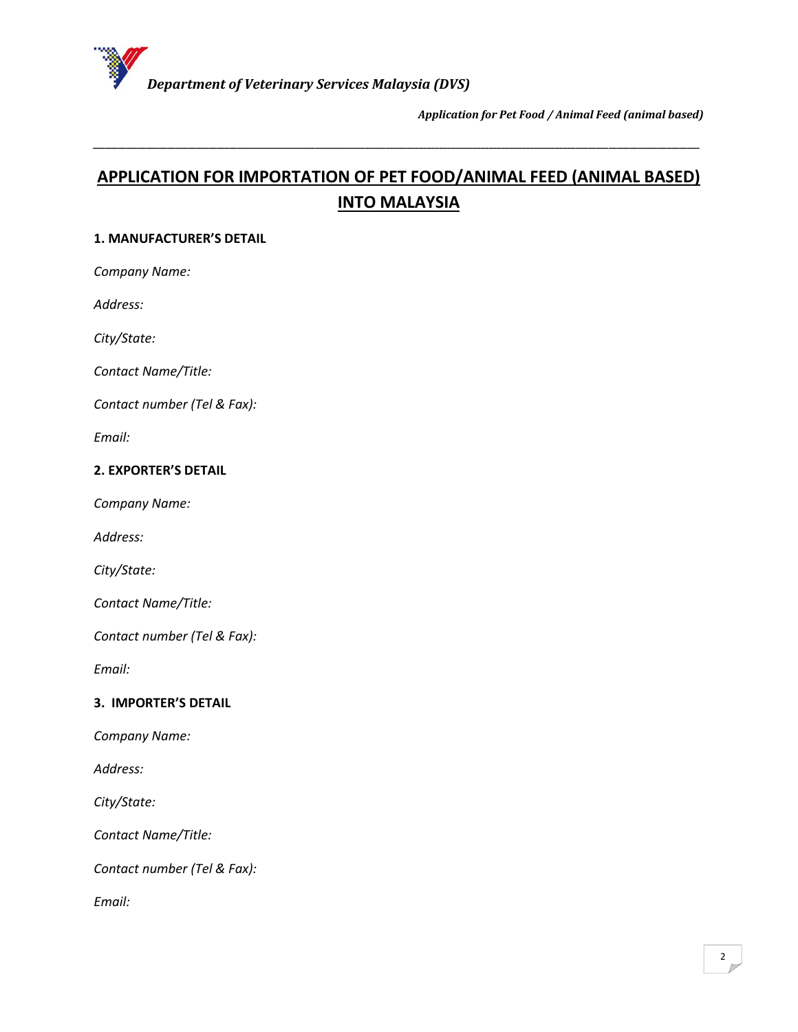# APPLICATION FOR IMPORTATION OF PET FOOD/ANIMAL FEED (ANIMAL BASED) INTO MALAYSIA

**1. MANUFACTURER'S DETAIL**

*Company Name:*

*Address:*

*City/State:*

*Contact Name/Title:*

*Contact number (Tel & Fax):*

*Email:*

**2. EXPORTER'S DETAIL**

*Company Name:*

*Address:*

*City/State:*

*Contact Name/Title:*

*Contact number (Tel & Fax):*

*Email:*

**3. IMPORTER'S DETAIL**

*Company Name:*

*Address:*

*City/State:*

*Contact Name/Title:*

*Contact number (Tel & Fax):*

*Email:*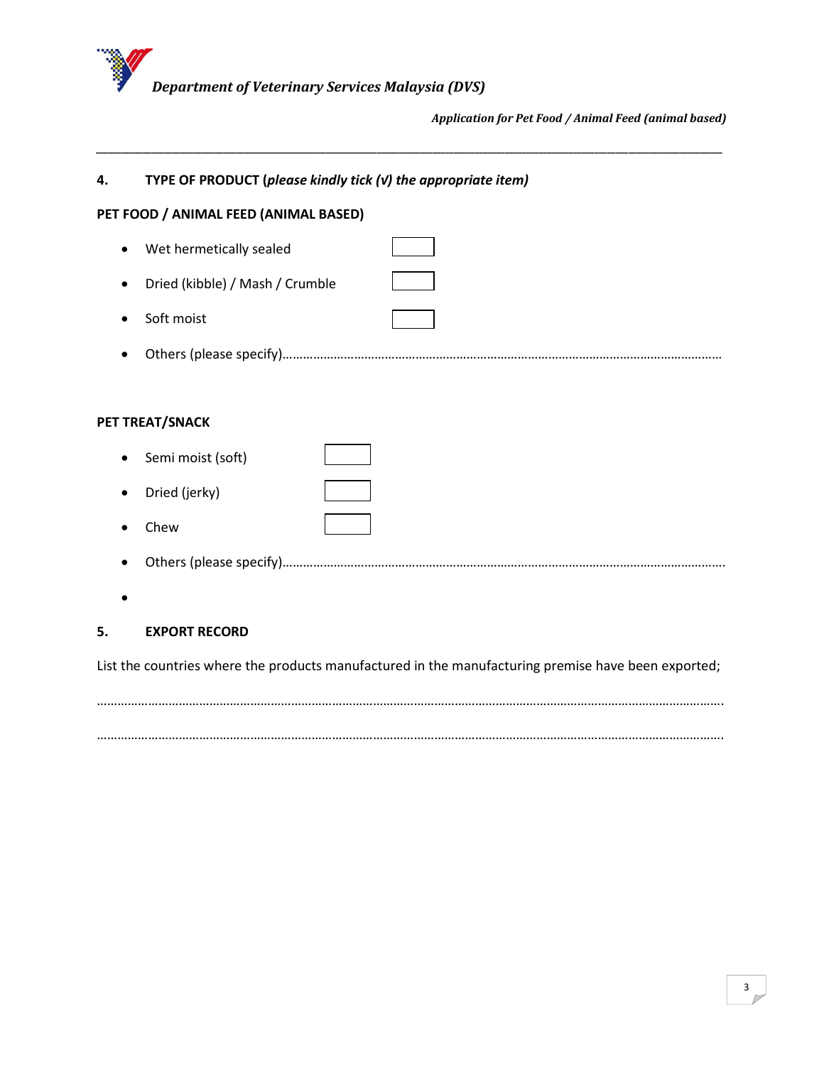## 4. TYPE OF PRODUCT (*please kindly tick (√) the appropriate item)*

**PET FOOD / ANIMAL FEED (ANIMAL BASED)**

- Wet hermetically sealed ☐
- Dried (kibble) / Mash / Crumble ☐
- Soft moist ☐
- Others (please specify)……………………………………………………………………………………………………………

**PET TREAT/SNACK**

- Semi moist (soft) ☐
- Dried (jerky) ☐
- Chew ☐
- Others (please specify)……………………………………………………………………………………………………………
- 

## 5. EXPORT RECORD

List the countries where the products manufactured in the manufacturing premise have been exported;

…………………………………………………………………………………………………………………………………………………………

…………………………………………………………………………………………………………………………………………………………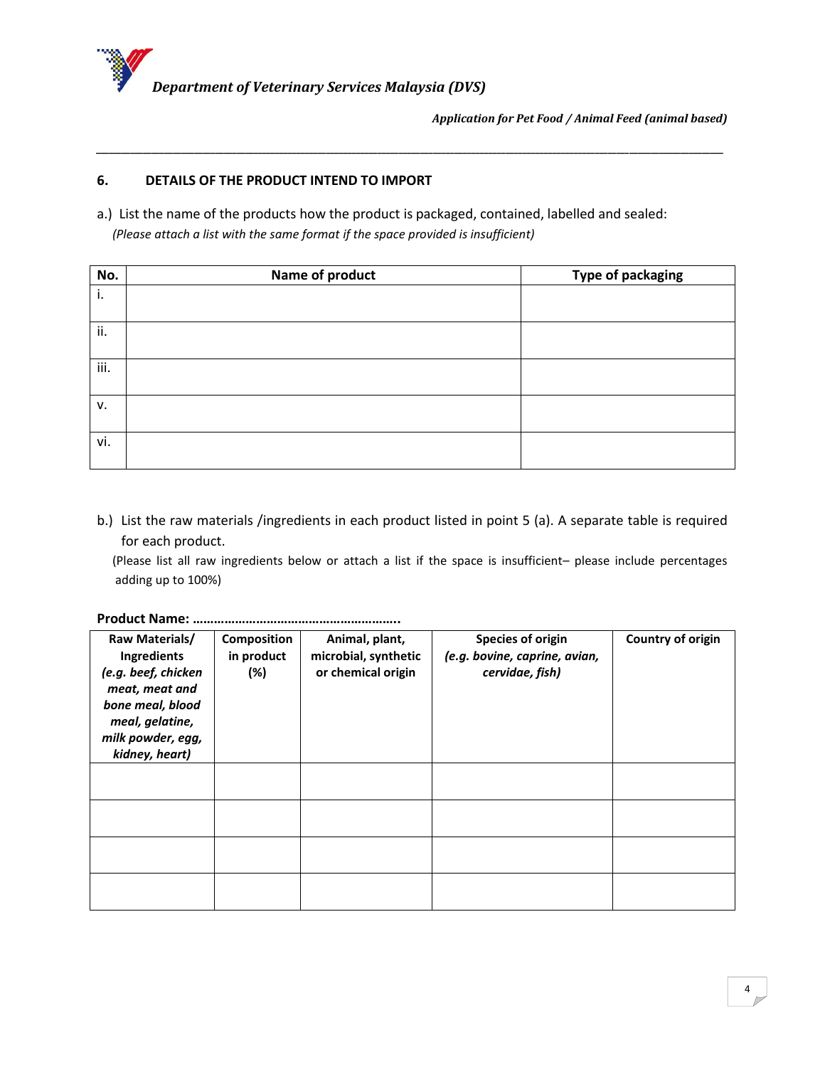## 6. DETAILS OF THE PRODUCT INTEND TO IMPORT

a.) List the name of the products how the product is packaged, contained, labelled and sealed:
*(Please attach a list with the same format if the space provided is insufficient)*

| No. | Name of product | Type of packaging |
|---|---|---|
| i. | | |
| ii. | | |
| iii. | | |
| v. | | |
| vi. | | |

b.) List the raw materials /ingredients in each product listed in point 5 (a). A separate table is required for each product.
(Please list all raw ingredients below or attach a list if the space is insufficient– please include percentages adding up to 100%)

**Product Name: ………………………………………………..**

| Raw Materials/ Ingredients *(e.g. beef, chicken meat, meat and bone meal, blood meal, gelatine, milk powder, egg, kidney, heart)* | Composition in product (%) | Animal, plant, microbial, synthetic or chemical origin | Species of origin *(e.g. bovine, caprine, avian, cervidae, fish)* | Country of origin |
|---|---|---|---|---|
| | | | | |
| | | | | |
| | | | | |
| | | | | |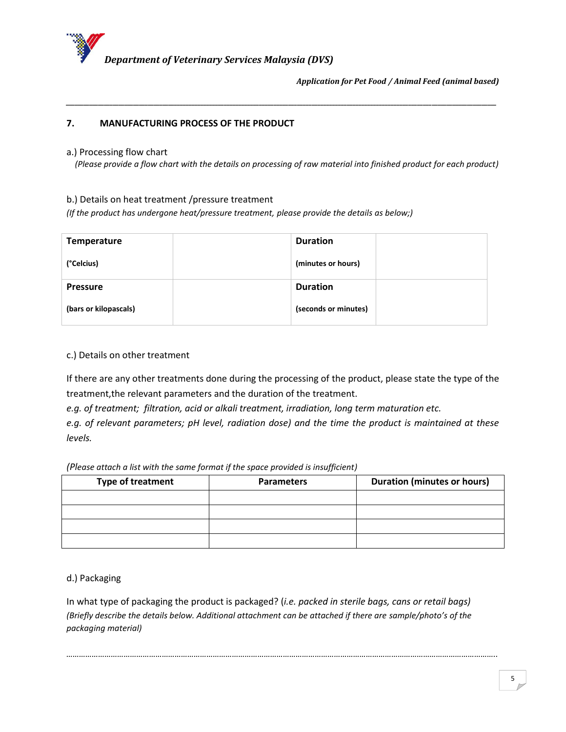## 7. MANUFACTURING PROCESS OF THE PRODUCT

a.) Processing flow chart

*(Please provide a flow chart with the details on processing of raw material into finished product for each product)*

b.) Details on heat treatment /pressure treatment

*(If the product has undergone heat/pressure treatment, please provide the details as below;)*

| **Temperature** (°Celcius) | | **Duration** (minutes or hours) | |
|---|---|---|---|
| **Pressure** (bars or kilopascals) | | **Duration** (seconds or minutes) | |

c.) Details on other treatment

If there are any other treatments done during the processing of the product, please state the type of the treatment,the relevant parameters and the duration of the treatment.

*e.g. of treatment; filtration, acid or alkali treatment, irradiation, long term maturation etc.*

*e.g. of relevant parameters; pH level, radiation dose) and the time the product is maintained at these levels.*

*(Please attach a list with the same format if the space provided is insufficient)*

| Type of treatment | Parameters | Duration (minutes or hours) |
|---|---|---|
| | | |
| | | |
| | | |
| | | |

d.) Packaging

In what type of packaging the product is packaged? (*i.e. packed in sterile bags, cans or retail bags)*

*(Briefly describe the details below. Additional attachment can be attached if there are sample/photo's of the packaging material)*

……………………………………………………………………………………………………………………………………………………………………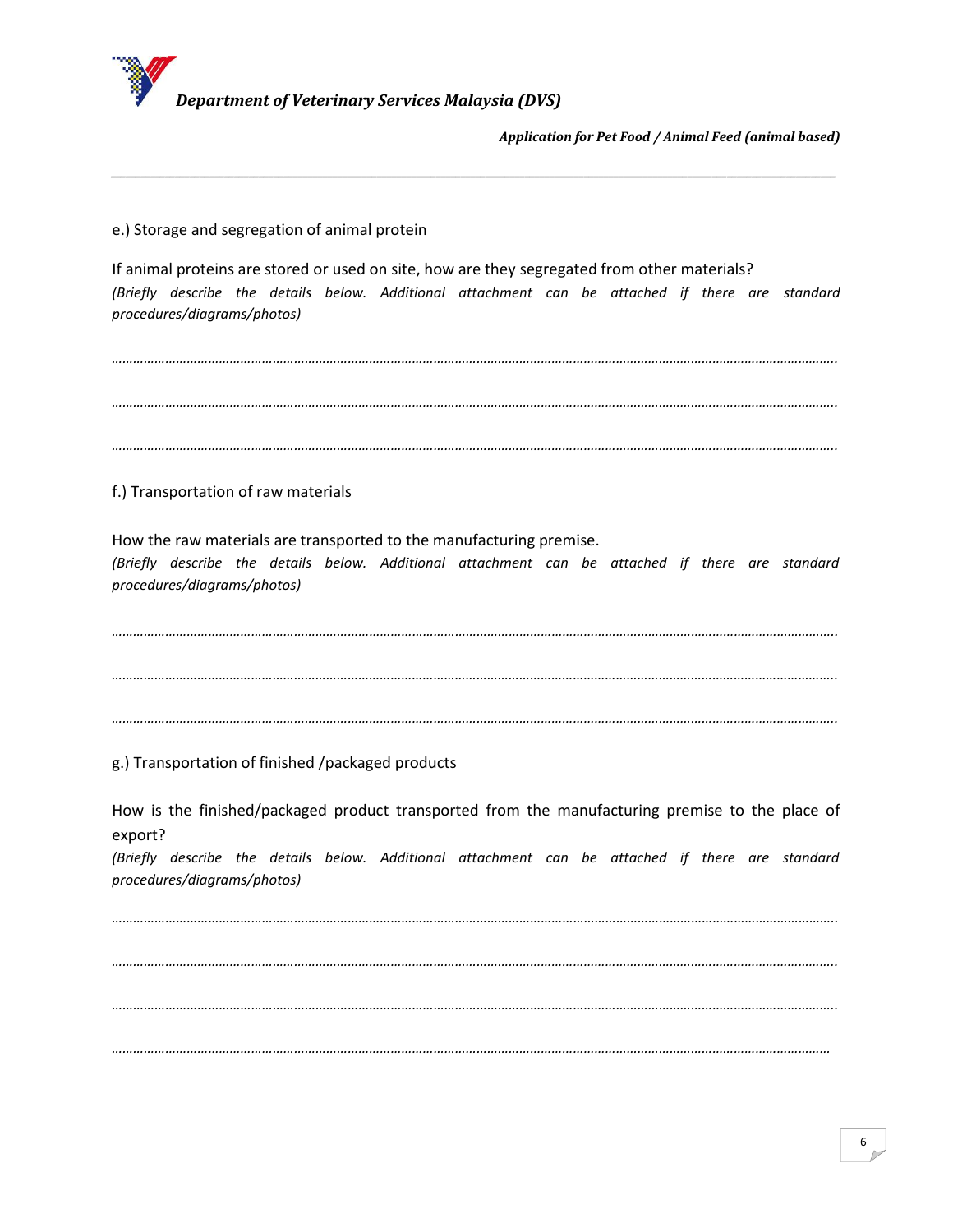e.) Storage and segregation of animal protein

If animal proteins are stored or used on site, how are they segregated from other materials?
*(Briefly describe the details below. Additional attachment can be attached if there are standard procedures/diagrams/photos)*

…………………………………………………………………………………………………………………………………………………………………

…………………………………………………………………………………………………………………………………………………………………

…………………………………………………………………………………………………………………………………………………………………

f.) Transportation of raw materials

How the raw materials are transported to the manufacturing premise.
*(Briefly describe the details below. Additional attachment can be attached if there are standard procedures/diagrams/photos)*

…………………………………………………………………………………………………………………………………………………………………

…………………………………………………………………………………………………………………………………………………………………

…………………………………………………………………………………………………………………………………………………………………

g.) Transportation of finished /packaged products

How is the finished/packaged product transported from the manufacturing premise to the place of export?
*(Briefly describe the details below. Additional attachment can be attached if there are standard procedures/diagrams/photos)*

…………………………………………………………………………………………………………………………………………………………………

…………………………………………………………………………………………………………………………………………………………………

…………………………………………………………………………………………………………………………………………………………………

…………………………………………………………………………………………………………………………………………………………………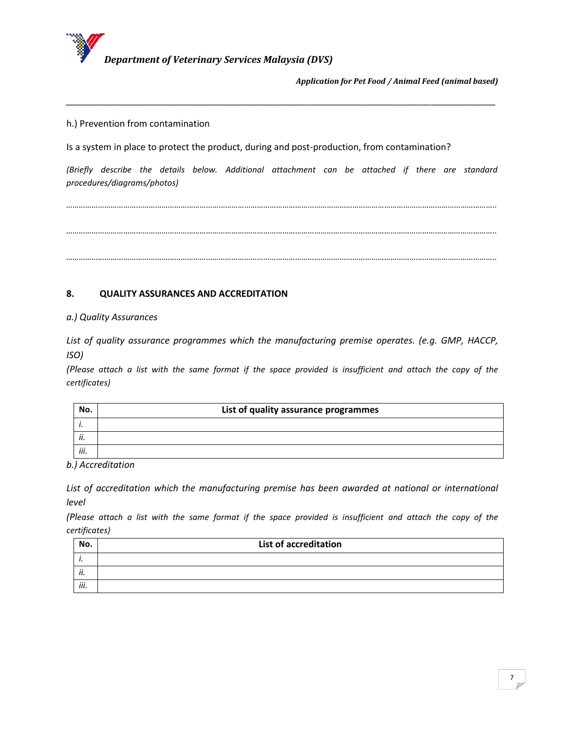h.) Prevention from contamination

Is a system in place to protect the product, during and post-production, from contamination?

*(Briefly describe the details below. Additional attachment can be attached if there are standard procedures/diagrams/photos)*

…………………………………………………………………………………………………………………………………………………………………………….

…………………………………………………………………………………………………………………………………………………………………………….

…………………………………………………………………………………………………………………………………………………………………………….

## 8. QUALITY ASSURANCES AND ACCREDITATION

*a.) Quality Assurances*

*List of quality assurance programmes which the manufacturing premise operates. (e.g. GMP, HACCP, ISO)*
*(Please attach a list with the same format if the space provided is insufficient and attach the copy of the certificates)*

| No. | List of quality assurance programmes |
|---|---|
| *i.* | |
| *ii.* | |
| *iii.* | |

*b.) Accreditation*

*List of accreditation which the manufacturing premise has been awarded at national or international level*
*(Please attach a list with the same format if the space provided is insufficient and attach the copy of the certificates)*

| No. | List of accreditation |
|---|---|
| *i.* | |
| *ii.* | |
| *iii.* | |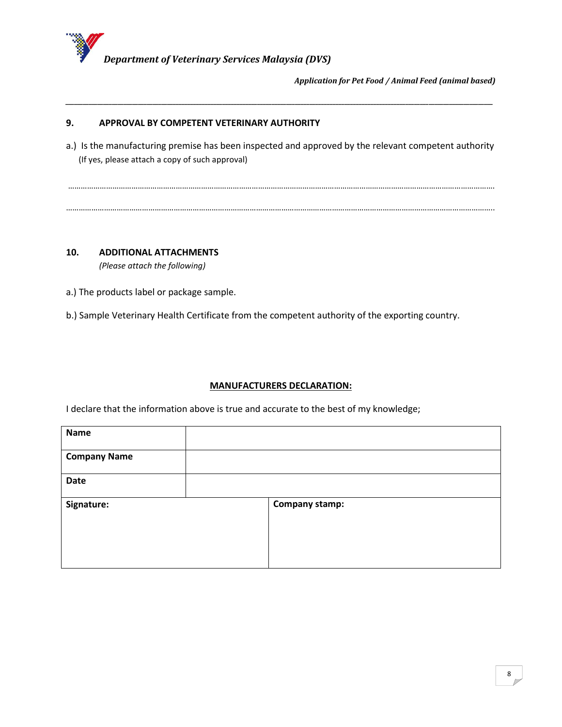## 9. APPROVAL BY COMPETENT VETERINARY AUTHORITY

a.) Is the manufacturing premise has been inspected and approved by the relevant competent authority
(If yes, please attach a copy of such approval)

…………………………………………………………………………………………………………………………………………………………………………

…………………………………………………………………………………………………………………………………………………………………………

## 10. ADDITIONAL ATTACHMENTS

*(Please attach the following)*

a.) The products label or package sample.

b.) Sample Veterinary Health Certificate from the competent authority of the exporting country.

**MANUFACTURERS DECLARATION:**

I declare that the information above is true and accurate to the best of my knowledge;

| | |
|---|---|
| **Name** | |
| **Company Name** | |
| **Date** | |
| **Signature:** | **Company stamp:** |